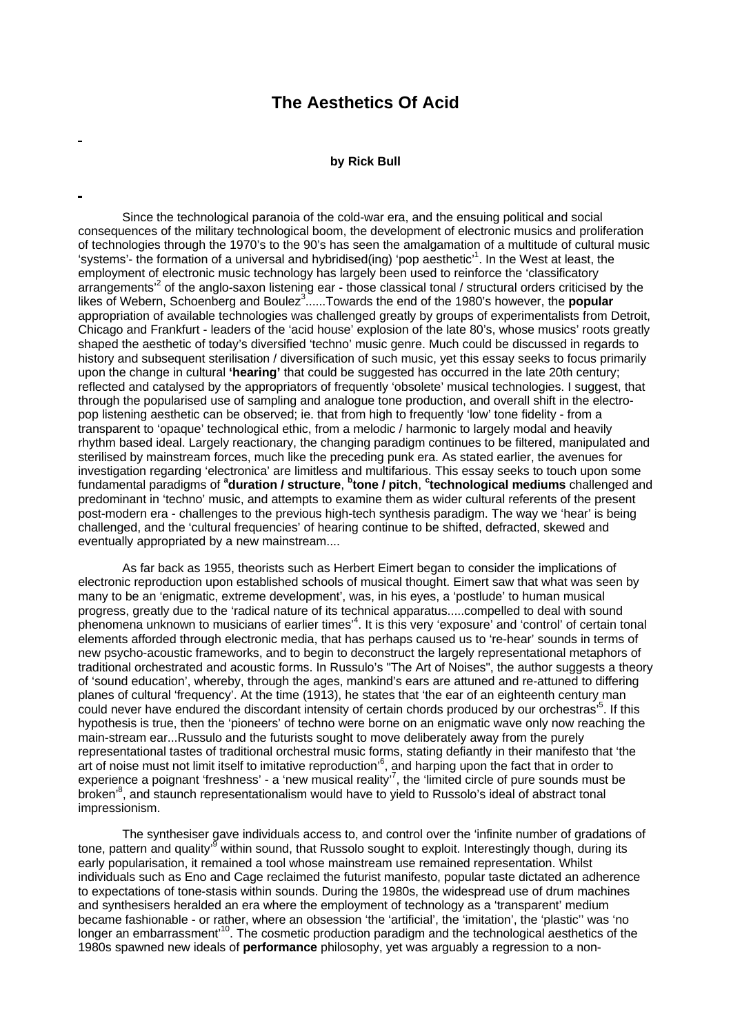# The Aesthetics Of Acid

**by Rick Bull**

Since the technological paranoia of the cold-war era, and the ensuing political and social consequences of the military technological boom, the development of electronic musics and proliferation of technologies through the 1970's to the 90's has seen the amalgamation of a multitude of cultural music 'systems'- the formation of a universal and hybridised(ing) 'pop aesthetic'[1]. In the West at least, the employment of electronic music technology has largely been used to reinforce the 'classificatory arrangements'[2] of the anglo-saxon listening ear - those classical tonal / structural orders criticised by the likes of Webern, Schoenberg and Boulez[3]......Towards the end of the 1980's however, the **popular** appropriation of available technologies was challenged greatly by groups of experimentalists from Detroit, Chicago and Frankfurt - leaders of the 'acid house' explosion of the late 80's, whose musics' roots greatly shaped the aesthetic of today's diversified 'techno' music genre. Much could be discussed in regards to history and subsequent sterilisation / diversification of such music, yet this essay seeks to focus primarily upon the change in cultural **'hearing'** that could be suggested has occurred in the late 20th century; reflected and catalysed by the appropriators of frequently 'obsolete' musical technologies. I suggest, that through the popularised use of sampling and analogue tone production, and overall shift in the electro-pop listening aesthetic can be observed; ie. that from high to frequently 'low' tone fidelity - from a transparent to 'opaque' technological ethic, from a melodic / harmonic to largely modal and heavily rhythm based ideal. Largely reactionary, the changing paradigm continues to be filtered, manipulated and sterilised by mainstream forces, much like the preceding punk era. As stated earlier, the avenues for investigation regarding 'electronica' are limitless and multifarious. This essay seeks to touch upon some fundamental paradigms of **[a]duration / structure**, **[b]tone / pitch**, **[c]technological mediums** challenged and predominant in 'techno' music, and attempts to examine them as wider cultural referents of the present post-modern era - challenges to the previous high-tech synthesis paradigm. The way we 'hear' is being challenged, and the 'cultural frequencies' of hearing continue to be shifted, defracted, skewed and eventually appropriated by a new mainstream....

As far back as 1955, theorists such as Herbert Eimert began to consider the implications of electronic reproduction upon established schools of musical thought. Eimert saw that what was seen by many to be an 'enigmatic, extreme development', was, in his eyes, a 'postlude' to human musical progress, greatly due to the 'radical nature of its technical apparatus.....compelled to deal with sound phenomena unknown to musicians of earlier times'[4]. It is this very 'exposure' and 'control' of certain tonal elements afforded through electronic media, that has perhaps caused us to 're-hear' sounds in terms of new psycho-acoustic frameworks, and to begin to deconstruct the largely representational metaphors of traditional orchestrated and acoustic forms. In Russulo's "The Art of Noises", the author suggests a theory of 'sound education', whereby, through the ages, mankind's ears are attuned and re-attuned to differing planes of cultural 'frequency'. At the time (1913), he states that 'the ear of an eighteenth century man could never have endured the discordant intensity of certain chords produced by our orchestras'[5]. If this hypothesis is true, then the 'pioneers' of techno were borne on an enigmatic wave only now reaching the main-stream ear...Russulo and the futurists sought to move deliberately away from the purely representational tastes of traditional orchestral music forms, stating defiantly in their manifesto that 'the art of noise must not limit itself to imitative reproduction'[6], and harping upon the fact that in order to experience a poignant 'freshness' - a 'new musical reality'[7], the 'limited circle of pure sounds must be broken'[8], and staunch representationalism would have to yield to Russolo's ideal of abstract tonal impressionism.

The synthesiser gave individuals access to, and control over the 'infinite number of gradations of tone, pattern and quality'[9] within sound, that Russolo sought to exploit. Interestingly though, during its early popularisation, it remained a tool whose mainstream use remained representation. Whilst individuals such as Eno and Cage reclaimed the futurist manifesto, popular taste dictated an adherence to expectations of tone-stasis within sounds. During the 1980s, the widespread use of drum machines and synthesisers heralded an era where the employment of technology as a 'transparent' medium became fashionable - or rather, where an obsession 'the 'artificial', the 'imitation', the 'plastic'' was 'no longer an embarrassment'[10]. The cosmetic production paradigm and the technological aesthetics of the 1980s spawned new ideals of **performance** philosophy, yet was arguably a regression to a non-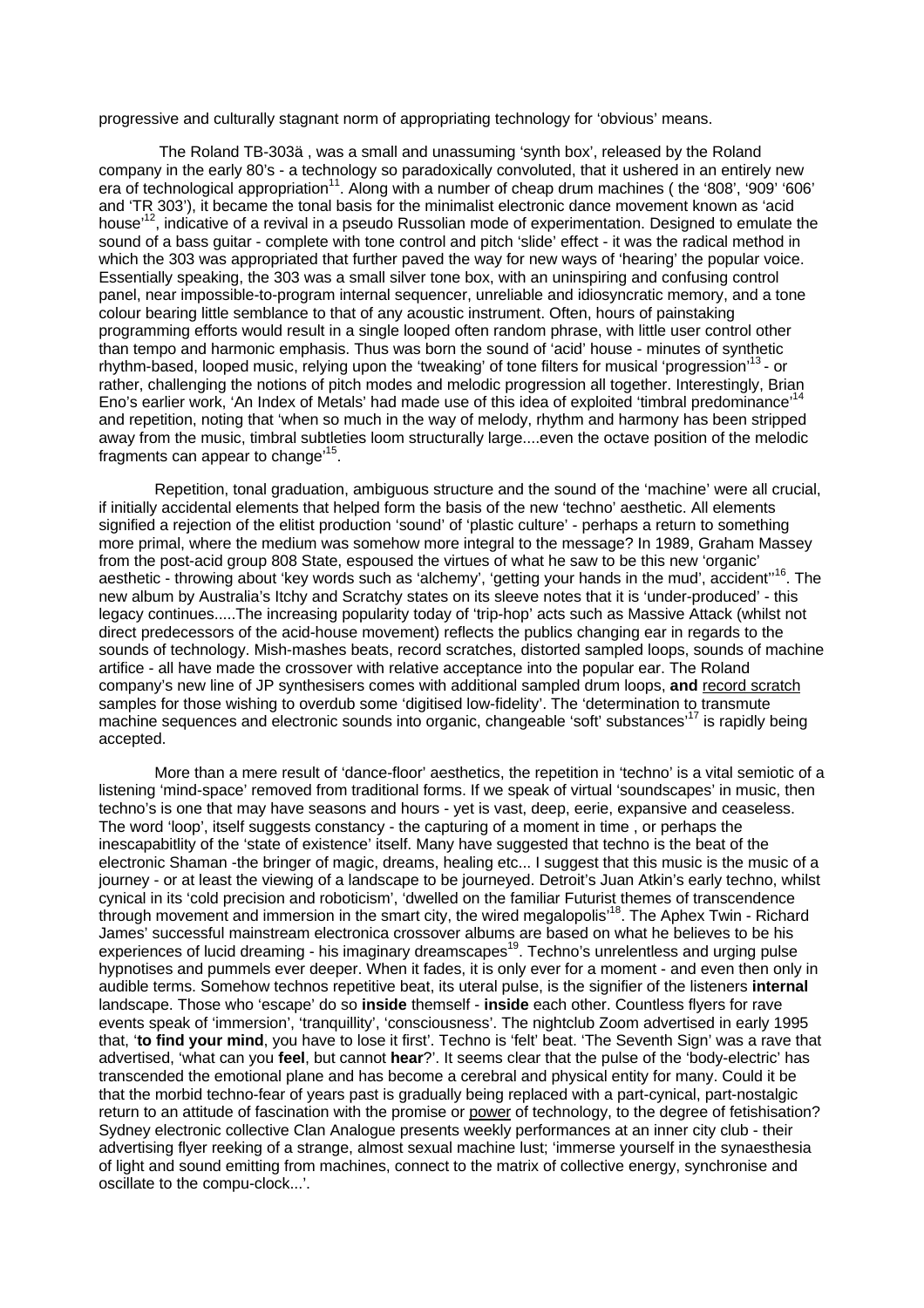progressive and culturally stagnant norm of appropriating technology for 'obvious' means.

The Roland TB-303ä , was a small and unassuming 'synth box', released by the Roland company in the early 80's - a technology so paradoxically convoluted, that it ushered in an entirely new era of technological appropriation[11]. Along with a number of cheap drum machines ( the '808', '909' '606' and 'TR 303'), it became the tonal basis for the minimalist electronic dance movement known as 'acid house'[12], indicative of a revival in a pseudo Russolian mode of experimentation. Designed to emulate the sound of a bass guitar - complete with tone control and pitch 'slide' effect - it was the radical method in which the 303 was appropriated that further paved the way for new ways of 'hearing' the popular voice. Essentially speaking, the 303 was a small silver tone box, with an uninspiring and confusing control panel, near impossible-to-program internal sequencer, unreliable and idiosyncratic memory, and a tone colour bearing little semblance to that of any acoustic instrument. Often, hours of painstaking programming efforts would result in a single looped often random phrase, with little user control other than tempo and harmonic emphasis. Thus was born the sound of 'acid' house - minutes of synthetic rhythm-based, looped music, relying upon the 'tweaking' of tone filters for musical 'progression'[13] - or rather, challenging the notions of pitch modes and melodic progression all together. Interestingly, Brian Eno's earlier work, 'An Index of Metals' had made use of this idea of exploited 'timbral predominance'[14] and repetition, noting that 'when so much in the way of melody, rhythm and harmony has been stripped away from the music, timbral subtleties loom structurally large....even the octave position of the melodic fragments can appear to change'[15].

Repetition, tonal graduation, ambiguous structure and the sound of the 'machine' were all crucial, if initially accidental elements that helped form the basis of the new 'techno' aesthetic. All elements signified a rejection of the elitist production 'sound' of 'plastic culture' - perhaps a return to something more primal, where the medium was somehow more integral to the message? In 1989, Graham Massey from the post-acid group 808 State, espoused the virtues of what he saw to be this new 'organic' aesthetic - throwing about 'key words such as 'alchemy', 'getting your hands in the mud', accident''[16]. The new album by Australia's Itchy and Scratchy states on its sleeve notes that it is 'under-produced' - this legacy continues.....The increasing popularity today of 'trip-hop' acts such as Massive Attack (whilst not direct predecessors of the acid-house movement) reflects the publics changing ear in regards to the sounds of technology. Mish-mashes beats, record scratches, distorted sampled loops, sounds of machine artifice - all have made the crossover with relative acceptance into the popular ear. The Roland company's new line of JP synthesisers comes with additional sampled drum loops, **and** <u>record scratch</u> samples for those wishing to overdub some 'digitised low-fidelity'. The 'determination to transmute machine sequences and electronic sounds into organic, changeable 'soft' substances'[17] is rapidly being accepted.

More than a mere result of 'dance-floor' aesthetics, the repetition in 'techno' is a vital semiotic of a listening 'mind-space' removed from traditional forms. If we speak of virtual 'soundscapes' in music, then techno's is one that may have seasons and hours - yet is vast, deep, eerie, expansive and ceaseless. The word 'loop', itself suggests constancy - the capturing of a moment in time , or perhaps the inescapabitlity of the 'state of existence' itself. Many have suggested that techno is the beat of the electronic Shaman -the bringer of magic, dreams, healing etc... I suggest that this music is the music of a journey - or at least the viewing of a landscape to be journeyed. Detroit's Juan Atkin's early techno, whilst cynical in its 'cold precision and roboticism', 'dwelled on the familiar Futurist themes of transcendence through movement and immersion in the smart city, the wired megalopolis'[18]. The Aphex Twin - Richard James' successful mainstream electronica crossover albums are based on what he believes to be his experiences of lucid dreaming - his imaginary dreamscapes[19]. Techno's unrelentless and urging pulse hypnotises and pummels ever deeper. When it fades, it is only ever for a moment - and even then only in audible terms. Somehow technos repetitive beat, its uteral pulse, is the signifier of the listeners **internal** landscape. Those who 'escape' do so **inside** themself - **inside** each other. Countless flyers for rave events speak of 'immersion', 'tranquillity', 'consciousness'. The nightclub Zoom advertised in early 1995 that, '**to find your mind**, you have to lose it first'. Techno is 'felt' beat. 'The Seventh Sign' was a rave that advertised, 'what can you **feel**, but cannot **hear**?'. It seems clear that the pulse of the 'body-electric' has transcended the emotional plane and has become a cerebral and physical entity for many. Could it be that the morbid techno-fear of years past is gradually being replaced with a part-cynical, part-nostalgic return to an attitude of fascination with the promise or <u>power</u> of technology, to the degree of fetishisation? Sydney electronic collective Clan Analogue presents weekly performances at an inner city club - their advertising flyer reeking of a strange, almost sexual machine lust; 'immerse yourself in the synaesthesia of light and sound emitting from machines, connect to the matrix of collective energy, synchronise and oscillate to the compu-clock...'.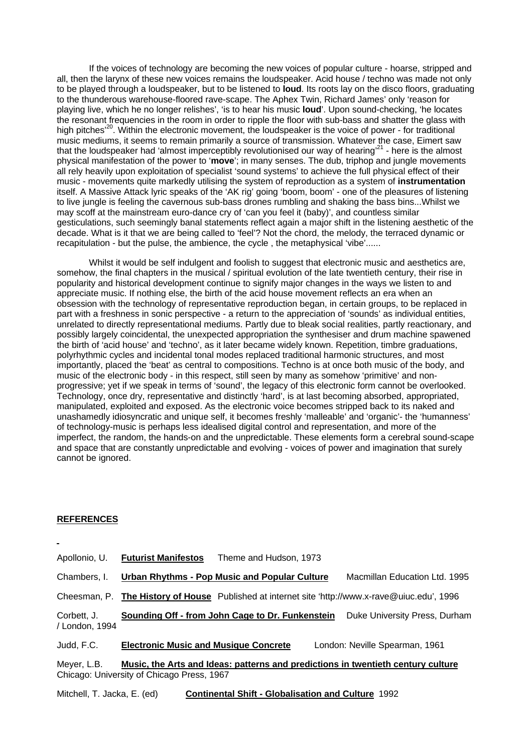If the voices of technology are becoming the new voices of popular culture - hoarse, stripped and all, then the larynx of these new voices remains the loudspeaker. Acid house / techno was made not only to be played through a loudspeaker, but to be listened to **loud**. Its roots lay on the disco floors, graduating to the thunderous warehouse-floored rave-scape. The Aphex Twin, Richard James' only 'reason for playing live, which he no longer relishes', 'is to hear his music **loud**'. Upon sound-checking, 'he locates the resonant frequencies in the room in order to ripple the floor with sub-bass and shatter the glass with high pitches'[20]. Within the electronic movement, the loudspeaker is the voice of power - for traditional music mediums, it seems to remain primarily a source of transmission. Whatever the case, Eimert saw that the loudspeaker had 'almost imperceptibly revolutionised our way of hearing'[21] - here is the almost physical manifestation of the power to '**move**'; in many senses. The dub, triphop and jungle movements all rely heavily upon exploitation of specialist 'sound systems' to achieve the full physical effect of their music - movements quite markedly utilising the system of reproduction as a system of **instrumentation** itself. A Massive Attack lyric speaks of the 'AK rig' going 'boom, boom' - one of the pleasures of listening to live jungle is feeling the cavernous sub-bass drones rumbling and shaking the bass bins...Whilst we may scoff at the mainstream euro-dance cry of 'can you feel it (baby)', and countless similar gesticulations, such seemingly banal statements reflect again a major shift in the listening aesthetic of the decade. What is it that we are being called to 'feel'? Not the chord, the melody, the terraced dynamic or recapitulation - but the pulse, the ambience, the cycle , the metaphysical 'vibe'......

Whilst it would be self indulgent and foolish to suggest that electronic music and aesthetics are, somehow, the final chapters in the musical / spiritual evolution of the late twentieth century, their rise in popularity and historical development continue to signify major changes in the ways we listen to and appreciate music. If nothing else, the birth of the acid house movement reflects an era when an obsession with the technology of representative reproduction began, in certain groups, to be replaced in part with a freshness in sonic perspective - a return to the appreciation of 'sounds' as individual entities, unrelated to directly representational mediums. Partly due to bleak social realities, partly reactionary, and possibly largely coincidental, the unexpected appropriation the synthesiser and drum machine spawened the birth of 'acid house' and 'techno', as it later became widely known. Repetition, timbre graduations, polyrhythmic cycles and incidental tonal modes replaced traditional harmonic structures, and most importantly, placed the 'beat' as central to compositions. Techno is at once both music of the body, and music of the electronic body - in this respect, still seen by many as somehow 'primitive' and non-progressive; yet if we speak in terms of 'sound', the legacy of this electronic form cannot be overlooked. Technology, once dry, representative and distinctly 'hard', is at last becoming absorbed, appropriated, manipulated, exploited and exposed. As the electronic voice becomes stripped back to its naked and unashamedly idiosyncratic and unique self, it becomes freshly 'malleable' and 'organic'- the 'humanness' of technology-music is perhaps less idealised digital control and representation, and more of the imperfect, the random, the hands-on and the unpredictable. These elements form a cerebral sound-scape and space that are constantly unpredictable and evolving - voices of power and imagination that surely cannot be ignored.

## REFERENCES

Apollonio, U. **Futurist Manifestos** Theme and Hudson, 1973

Chambers, I. **Urban Rhythms - Pop Music and Popular Culture** Macmillan Education Ltd. 1995

Cheesman, P. **The History of House** Published at internet site 'http://www.x-rave@uiuc.edu', 1996

Corbett, J. **Sounding Off - from John Cage to Dr. Funkenstein** Duke University Press, Durham / London, 1994

Judd, F.C. **Electronic Music and Musique Concrete** London: Neville Spearman, 1961

Meyer, L.B. **Music, the Arts and Ideas: patterns and predictions in twentieth century culture** Chicago: University of Chicago Press, 1967

Mitchell, T. Jacka, E. (ed) **Continental Shift - Globalisation and Culture** 1992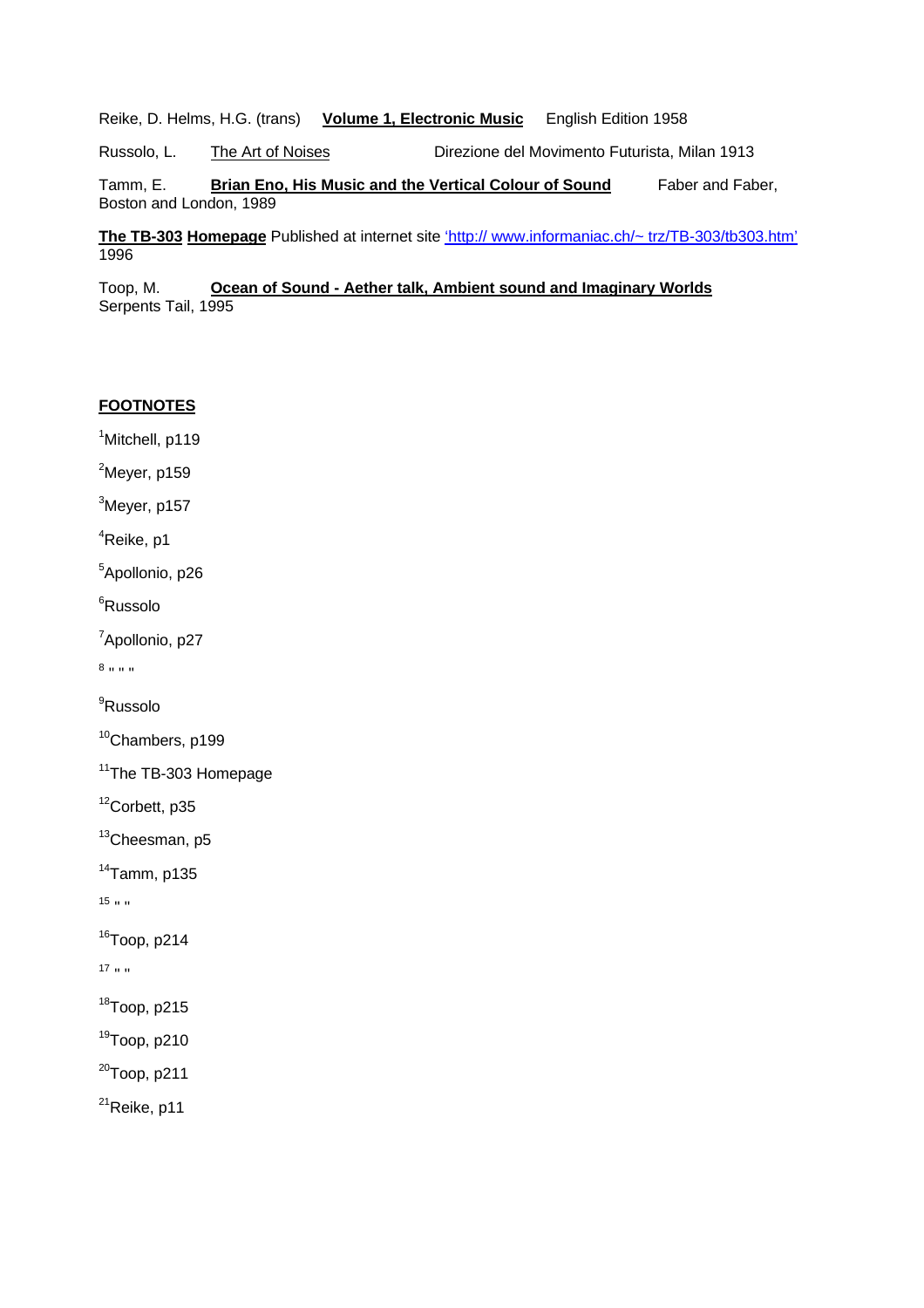Reike, D. Helms, H.G. (trans) **Volume 1, Electronic Music** English Edition 1958

Russolo, L. The Art of Noises Direzione del Movimento Futurista, Milan 1913

Tamm, E. **Brian Eno, His Music and the Vertical Colour of Sound** Faber and Faber, Boston and London, 1989

**The TB-303 Homepage** Published at internet site 'http:// www.informaniac.ch/~ trz/TB-303/tb303.htm' 1996

Toop, M. **Ocean of Sound - Aether talk, Ambient sound and Imaginary Worlds** Serpents Tail, 1995

**FOOTNOTES**

[1]Mitchell, p119

[2]Meyer, p159

[3]Meyer, p157

[4]Reike, p1

[5]Apollonio, p26

[6]Russolo

[7]Apollonio, p27

[8] " " "

[9]Russolo

[10]Chambers, p199

[11]The TB-303 Homepage

[12]Corbett, p35

[13]Cheesman, p5

[14]Tamm, p135

[15] " "

[16]Toop, p214

[17] " "

[18]Toop, p215

[19]Toop, p210

[20]Toop, p211

[21]Reike, p11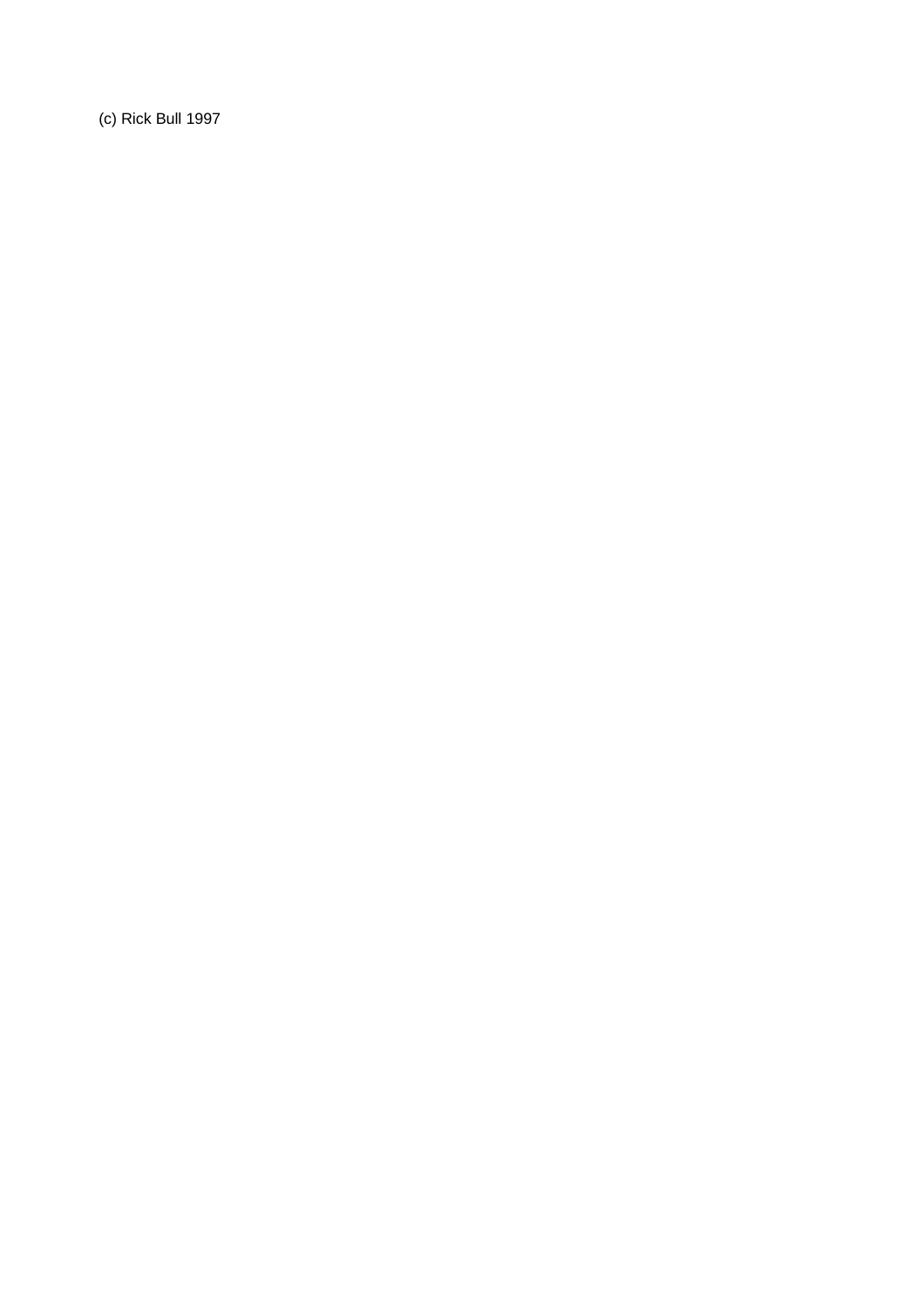(c) Rick Bull 1997